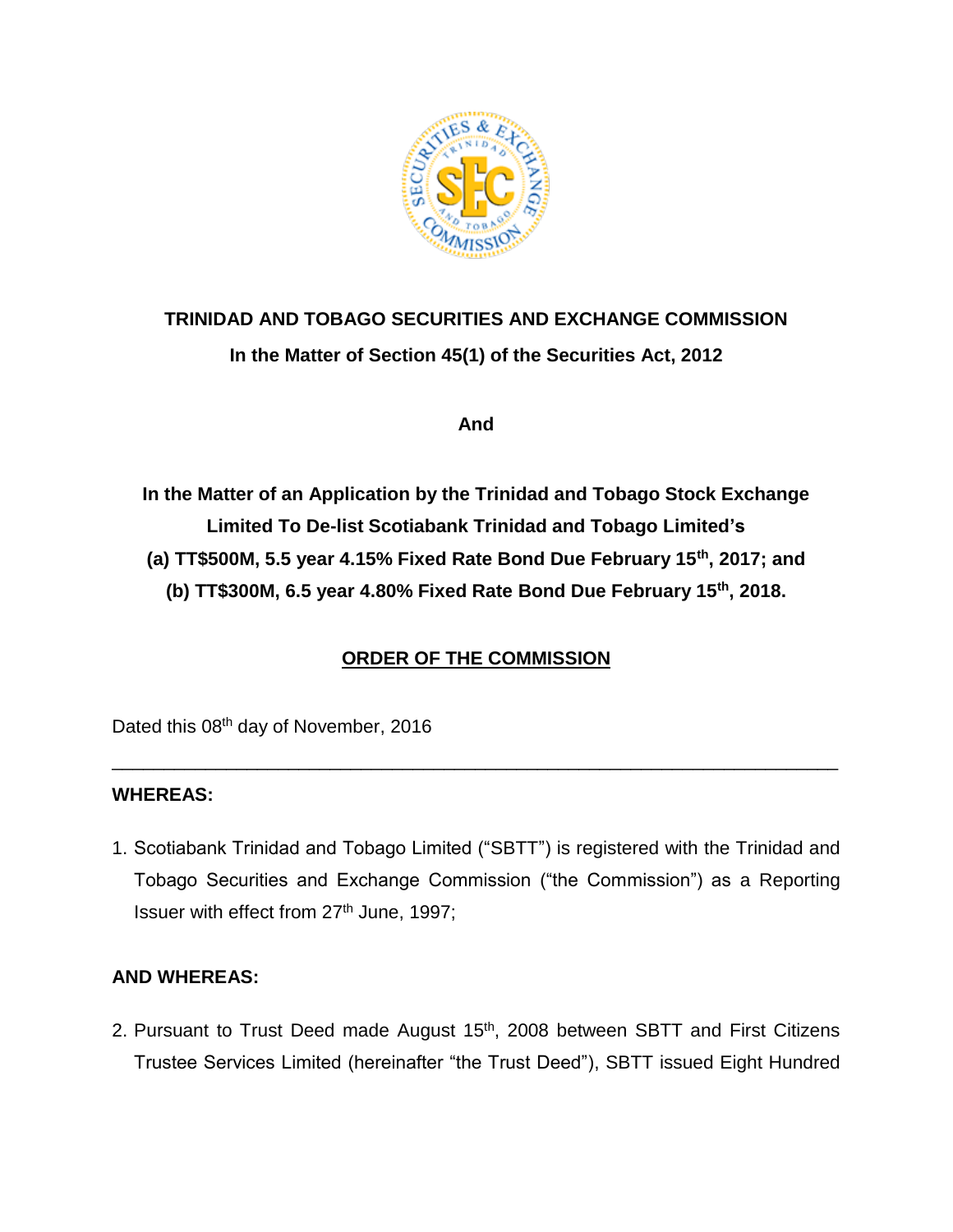**TRINIDAD AND TOBAGO SECURITIES AND EXCHANGE COMMISSION**

**In the Matter of Section 45(1) of the Securities Act, 2012**

**And**

**In the Matter of an Application by the Trinidad and Tobago Stock Exchange Limited To De-list Scotiabank Trinidad and Tobago Limited's**
**(a) TT$500M, 5.5 year 4.15% Fixed Rate Bond Due February 15th, 2017; and**
**(b) TT$300M, 6.5 year 4.80% Fixed Rate Bond Due February 15th, 2018.**

## ORDER OF THE COMMISSION

Dated this 08th day of November, 2016

---

**WHEREAS:**

1. Scotiabank Trinidad and Tobago Limited ("SBTT") is registered with the Trinidad and Tobago Securities and Exchange Commission ("the Commission") as a Reporting Issuer with effect from 27th June, 1997;

**AND WHEREAS:**

2. Pursuant to Trust Deed made August 15th, 2008 between SBTT and First Citizens Trustee Services Limited (hereinafter "the Trust Deed"), SBTT issued Eight Hundred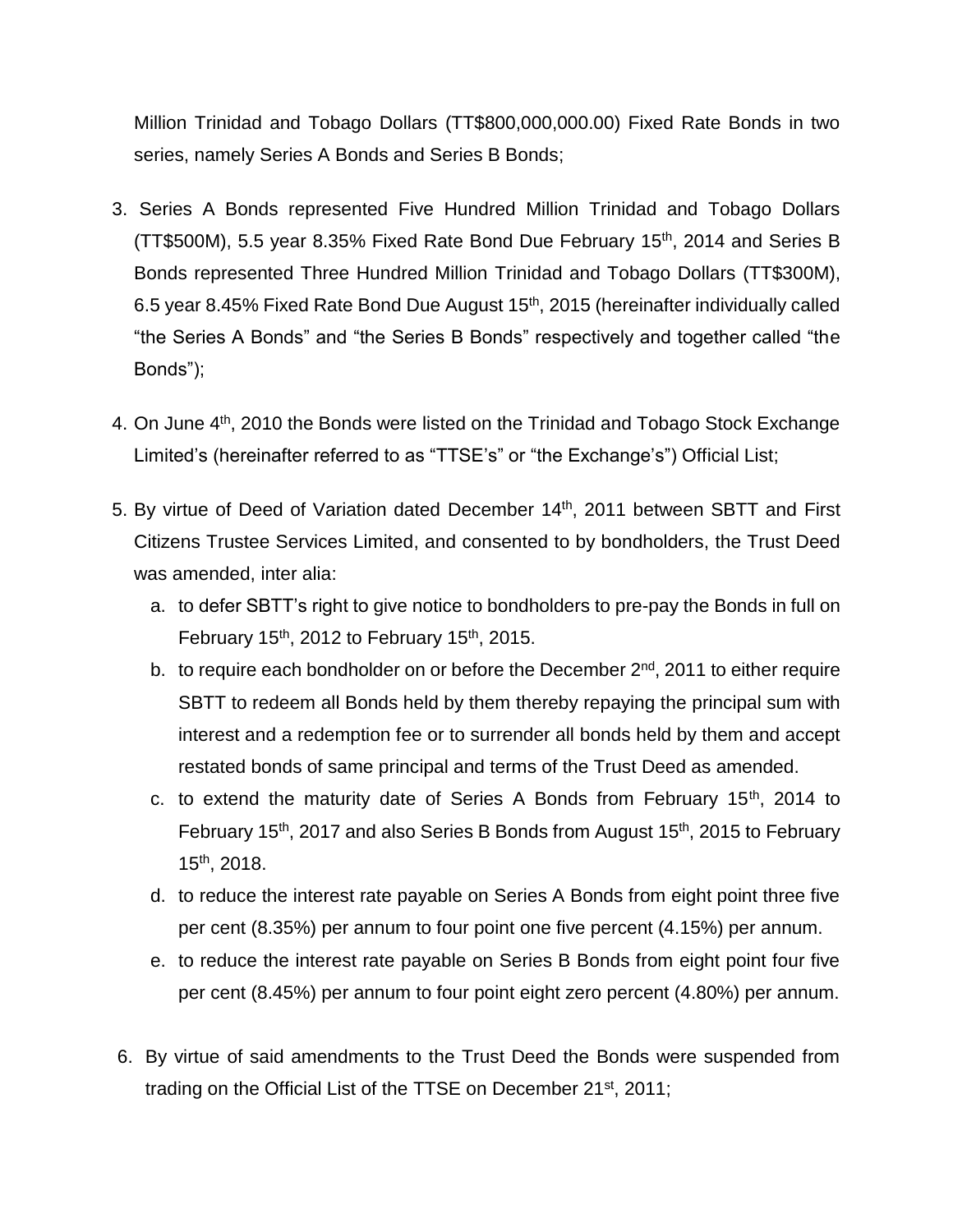Million Trinidad and Tobago Dollars (TT$800,000,000.00) Fixed Rate Bonds in two series, namely Series A Bonds and Series B Bonds;

3. Series A Bonds represented Five Hundred Million Trinidad and Tobago Dollars (TT$500M), 5.5 year 8.35% Fixed Rate Bond Due February 15th, 2014 and Series B Bonds represented Three Hundred Million Trinidad and Tobago Dollars (TT$300M), 6.5 year 8.45% Fixed Rate Bond Due August 15th, 2015 (hereinafter individually called "the Series A Bonds" and "the Series B Bonds" respectively and together called "the Bonds");

4. On June 4th, 2010 the Bonds were listed on the Trinidad and Tobago Stock Exchange Limited's (hereinafter referred to as "TTSE's" or "the Exchange's") Official List;

5. By virtue of Deed of Variation dated December 14th, 2011 between SBTT and First Citizens Trustee Services Limited, and consented to by bondholders, the Trust Deed was amended, inter alia:
   a. to defer SBTT's right to give notice to bondholders to pre-pay the Bonds in full on February 15th, 2012 to February 15th, 2015.
   b. to require each bondholder on or before the December 2nd, 2011 to either require SBTT to redeem all Bonds held by them thereby repaying the principal sum with interest and a redemption fee or to surrender all bonds held by them and accept restated bonds of same principal and terms of the Trust Deed as amended.
   c. to extend the maturity date of Series A Bonds from February 15th, 2014 to February 15th, 2017 and also Series B Bonds from August 15th, 2015 to February 15th, 2018.
   d. to reduce the interest rate payable on Series A Bonds from eight point three five per cent (8.35%) per annum to four point one five percent (4.15%) per annum.
   e. to reduce the interest rate payable on Series B Bonds from eight point four five per cent (8.45%) per annum to four point eight zero percent (4.80%) per annum.

6. By virtue of said amendments to the Trust Deed the Bonds were suspended from trading on the Official List of the TTSE on December 21st, 2011;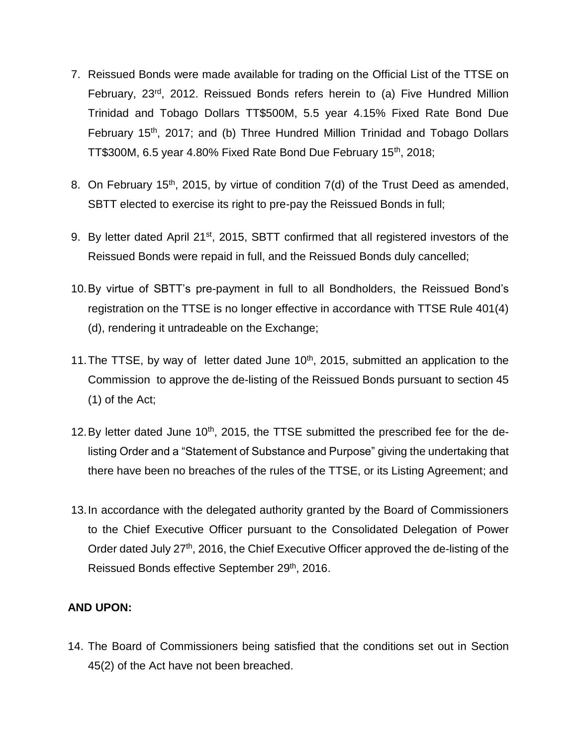7. Reissued Bonds were made available for trading on the Official List of the TTSE on February, 23rd, 2012. Reissued Bonds refers herein to (a) Five Hundred Million Trinidad and Tobago Dollars TT$500M, 5.5 year 4.15% Fixed Rate Bond Due February 15th, 2017; and (b) Three Hundred Million Trinidad and Tobago Dollars TT$300M, 6.5 year 4.80% Fixed Rate Bond Due February 15th, 2018;

8. On February 15th, 2015, by virtue of condition 7(d) of the Trust Deed as amended, SBTT elected to exercise its right to pre-pay the Reissued Bonds in full;

9. By letter dated April 21st, 2015, SBTT confirmed that all registered investors of the Reissued Bonds were repaid in full, and the Reissued Bonds duly cancelled;

10. By virtue of SBTT's pre-payment in full to all Bondholders, the Reissued Bond's registration on the TTSE is no longer effective in accordance with TTSE Rule 401(4)(d), rendering it untradeable on the Exchange;

11. The TTSE, by way of letter dated June 10th, 2015, submitted an application to the Commission to approve the de-listing of the Reissued Bonds pursuant to section 45 (1) of the Act;

12. By letter dated June 10th, 2015, the TTSE submitted the prescribed fee for the de-listing Order and a "Statement of Substance and Purpose" giving the undertaking that there have been no breaches of the rules of the TTSE, or its Listing Agreement; and

13. In accordance with the delegated authority granted by the Board of Commissioners to the Chief Executive Officer pursuant to the Consolidated Delegation of Power Order dated July 27th, 2016, the Chief Executive Officer approved the de-listing of the Reissued Bonds effective September 29th, 2016.

**AND UPON:**

14. The Board of Commissioners being satisfied that the conditions set out in Section 45(2) of the Act have not been breached.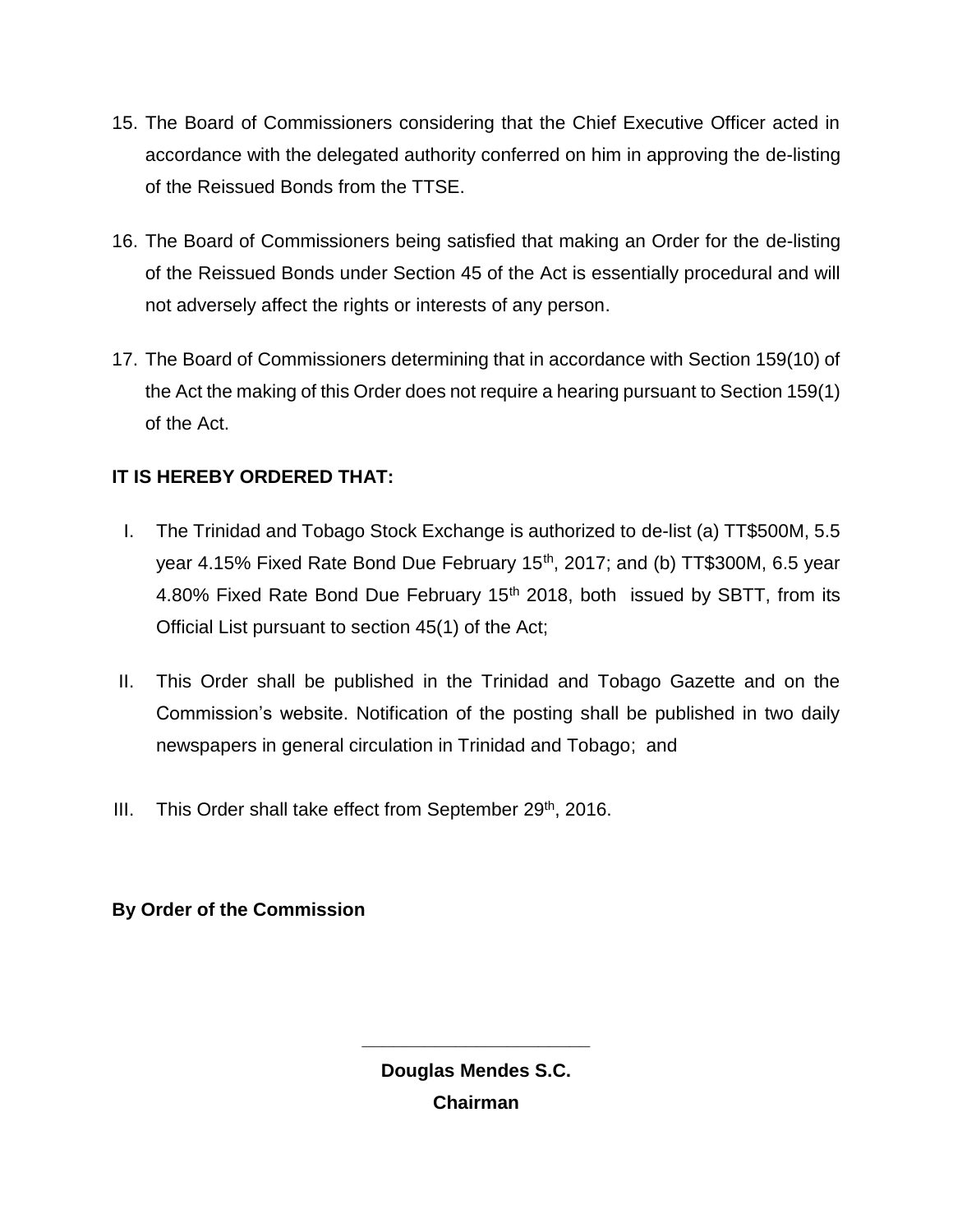15. The Board of Commissioners considering that the Chief Executive Officer acted in accordance with the delegated authority conferred on him in approving the de-listing of the Reissued Bonds from the TTSE.

16. The Board of Commissioners being satisfied that making an Order for the de-listing of the Reissued Bonds under Section 45 of the Act is essentially procedural and will not adversely affect the rights or interests of any person.

17. The Board of Commissioners determining that in accordance with Section 159(10) of the Act the making of this Order does not require a hearing pursuant to Section 159(1) of the Act.

**IT IS HEREBY ORDERED THAT:**

I. The Trinidad and Tobago Stock Exchange is authorized to de-list (a) TT$500M, 5.5 year 4.15% Fixed Rate Bond Due February 15th, 2017; and (b) TT$300M, 6.5 year 4.80% Fixed Rate Bond Due February 15th 2018, both issued by SBTT, from its Official List pursuant to section 45(1) of the Act;

II. This Order shall be published in the Trinidad and Tobago Gazette and on the Commission's website. Notification of the posting shall be published in two daily newspapers in general circulation in Trinidad and Tobago; and

III. This Order shall take effect from September 29th, 2016.

**By Order of the Commission**

\_\_\_\_\_\_\_\_\_\_\_\_\_\_\_\_\_\_\_\_\_\_\_\_

**Douglas Mendes S.C.**

**Chairman**